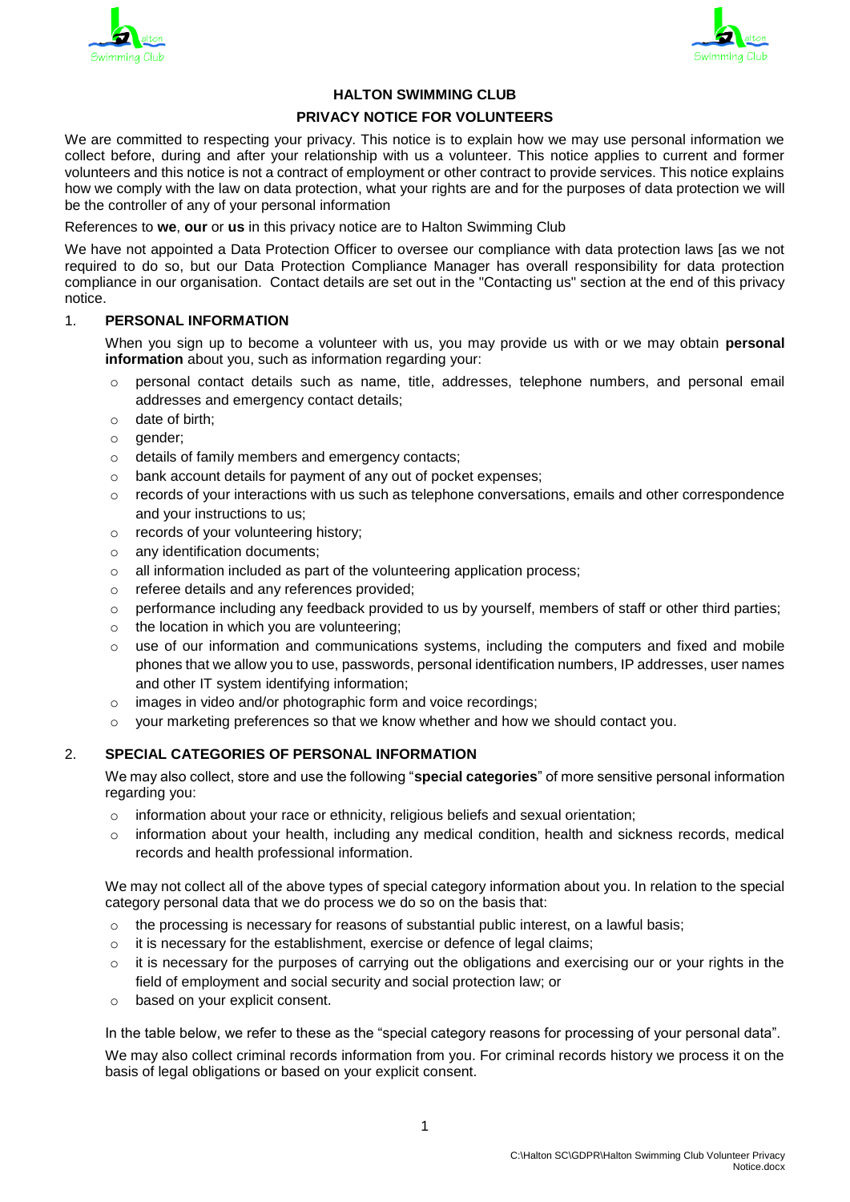# HALTON SWIMMING CLUB

## PRIVACY NOTICE FOR VOLUNTEERS

We are committed to respecting your privacy. This notice is to explain how we may use personal information we collect before, during and after your relationship with us a volunteer. This notice applies to current and former volunteers and this notice is not a contract of employment or other contract to provide services. This notice explains how we comply with the law on data protection, what your rights are and for the purposes of data protection we will be the controller of any of your personal information

References to **we**, **our** or **us** in this privacy notice are to Halton Swimming Club

We have not appointed a Data Protection Officer to oversee our compliance with data protection laws [as we not required to do so, but our Data Protection Compliance Manager has overall responsibility for data protection compliance in our organisation. Contact details are set out in the "Contacting us" section at the end of this privacy notice.

### 1. PERSONAL INFORMATION

When you sign up to become a volunteer with us, you may provide us with or we may obtain **personal information** about you, such as information regarding your:

- personal contact details such as name, title, addresses, telephone numbers, and personal email addresses and emergency contact details;
- date of birth;
- gender;
- details of family members and emergency contacts;
- bank account details for payment of any out of pocket expenses;
- records of your interactions with us such as telephone conversations, emails and other correspondence and your instructions to us;
- records of your volunteering history;
- any identification documents;
- all information included as part of the volunteering application process;
- referee details and any references provided;
- performance including any feedback provided to us by yourself, members of staff or other third parties;
- the location in which you are volunteering;
- use of our information and communications systems, including the computers and fixed and mobile phones that we allow you to use, passwords, personal identification numbers, IP addresses, user names and other IT system identifying information;
- images in video and/or photographic form and voice recordings;
- your marketing preferences so that we know whether and how we should contact you.

### 2. SPECIAL CATEGORIES OF PERSONAL INFORMATION

We may also collect, store and use the following "**special categories**" of more sensitive personal information regarding you:

- information about your race or ethnicity, religious beliefs and sexual orientation;
- information about your health, including any medical condition, health and sickness records, medical records and health professional information.

We may not collect all of the above types of special category information about you. In relation to the special category personal data that we do process we do so on the basis that:

- the processing is necessary for reasons of substantial public interest, on a lawful basis;
- it is necessary for the establishment, exercise or defence of legal claims;
- it is necessary for the purposes of carrying out the obligations and exercising our or your rights in the field of employment and social security and social protection law; or
- based on your explicit consent.

In the table below, we refer to these as the "special category reasons for processing of your personal data".

We may also collect criminal records information from you. For criminal records history we process it on the basis of legal obligations or based on your explicit consent.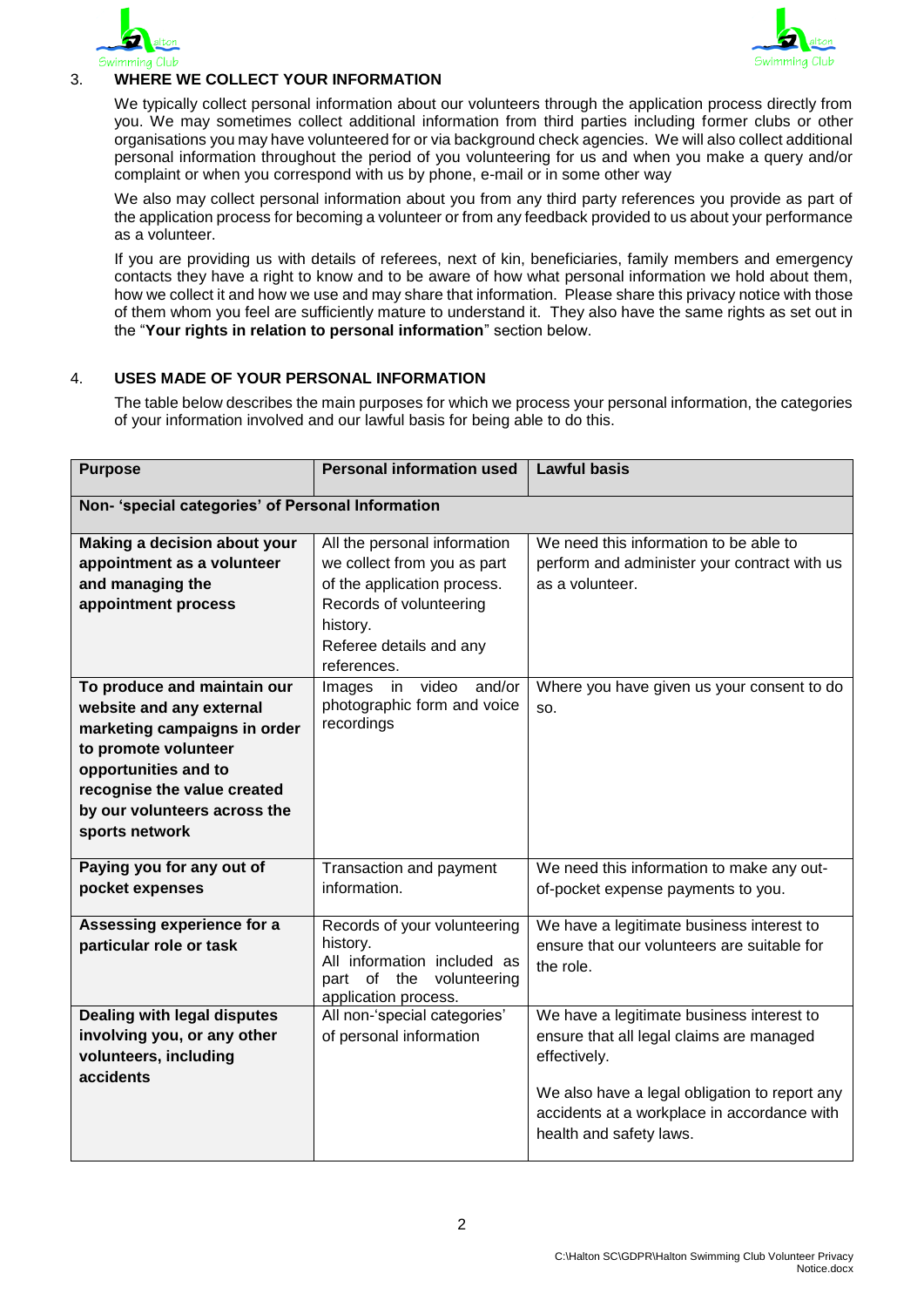## 3. WHERE WE COLLECT YOUR INFORMATION

We typically collect personal information about our volunteers through the application process directly from you. We may sometimes collect additional information from third parties including former clubs or other organisations you may have volunteered for or via background check agencies. We will also collect additional personal information throughout the period of you volunteering for us and when you make a query and/or complaint or when you correspond with us by phone, e-mail or in some other way

We also may collect personal information about you from any third party references you provide as part of the application process for becoming a volunteer or from any feedback provided to us about your performance as a volunteer.

If you are providing us with details of referees, next of kin, beneficiaries, family members and emergency contacts they have a right to know and to be aware of how what personal information we hold about them, how we collect it and how we use and may share that information. Please share this privacy notice with those of them whom you feel are sufficiently mature to understand it. They also have the same rights as set out in the "**Your rights in relation to personal information**" section below.

## 4. USES MADE OF YOUR PERSONAL INFORMATION

The table below describes the main purposes for which we process your personal information, the categories of your information involved and our lawful basis for being able to do this.

| Purpose | Personal information used | Lawful basis |
|---|---|---|
| **Non- 'special categories' of Personal Information** | | |
| **Making a decision about your appointment as a volunteer and managing the appointment process** | All the personal information we collect from you as part of the application process.<br>Records of volunteering history.<br>Referee details and any references. | We need this information to be able to perform and administer your contract with us as a volunteer. |
| **To produce and maintain our website and any external marketing campaigns in order to promote volunteer opportunities and to recognise the value created by our volunteers across the sports network** | Images in video and/or photographic form and voice recordings | Where you have given us your consent to do so. |
| **Paying you for any out of pocket expenses** | Transaction and payment information. | We need this information to make any out-of-pocket expense payments to you. |
| **Assessing experience for a particular role or task** | Records of your volunteering history.<br>All information included as part of the volunteering application process. | We have a legitimate business interest to ensure that our volunteers are suitable for the role. |
| **Dealing with legal disputes involving you, or any other volunteers, including accidents** | All non-'special categories' of personal information | We have a legitimate business interest to ensure that all legal claims are managed effectively.<br><br>We also have a legal obligation to report any accidents at a workplace in accordance with health and safety laws. |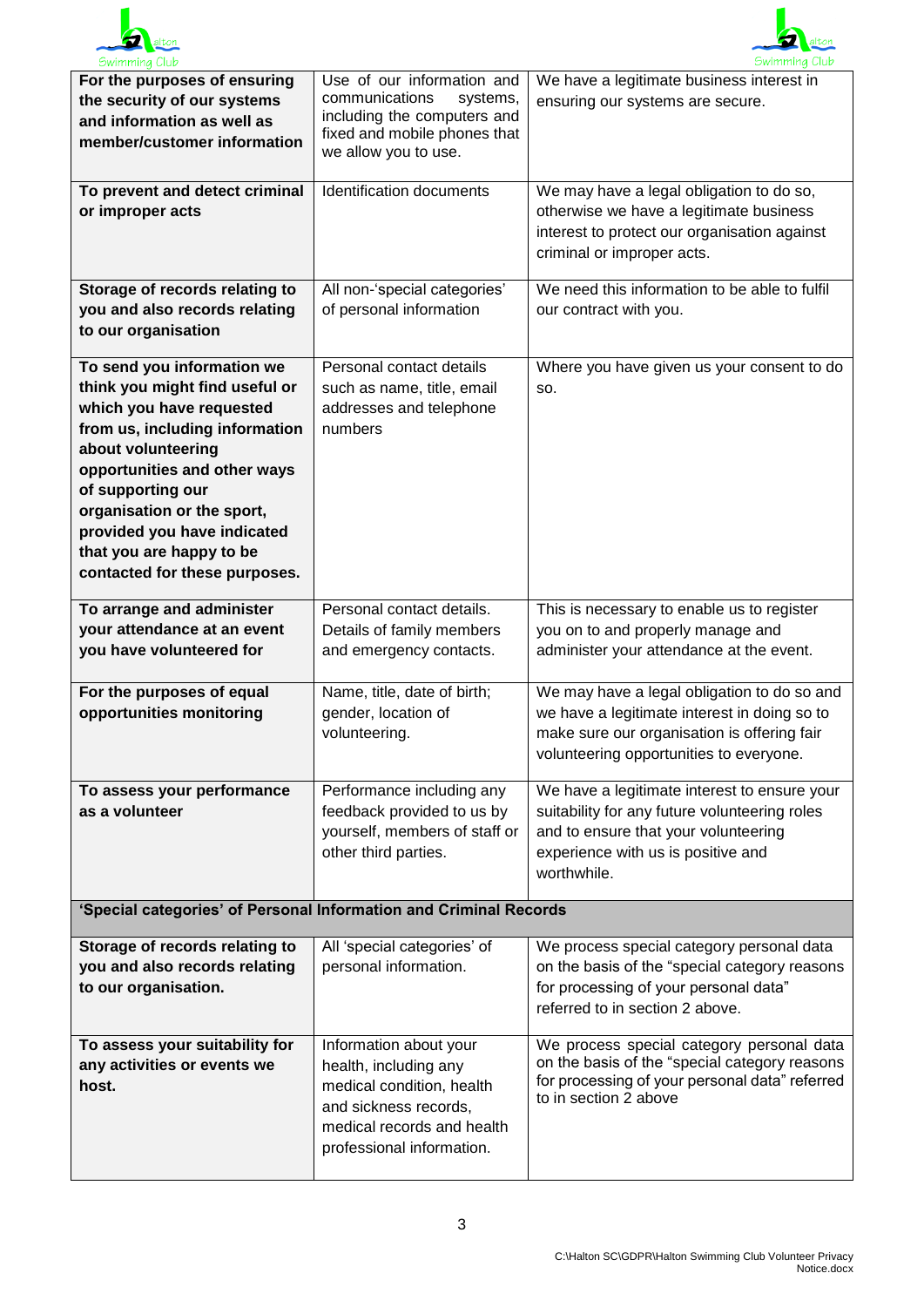| | | |
|---|---|---|
| **For the purposes of ensuring the security of our systems and information as well as member/customer information** | Use of our information and communications systems, including the computers and fixed and mobile phones that we allow you to use. | We have a legitimate business interest in ensuring our systems are secure. |
| **To prevent and detect criminal or improper acts** | Identification documents | We may have a legal obligation to do so, otherwise we have a legitimate business interest to protect our organisation against criminal or improper acts. |
| **Storage of records relating to you and also records relating to our organisation** | All non-'special categories' of personal information | We need this information to be able to fulfil our contract with you. |
| **To send you information we think you might find useful or which you have requested from us, including information about volunteering opportunities and other ways of supporting our organisation or the sport, provided you have indicated that you are happy to be contacted for these purposes.** | Personal contact details such as name, title, email addresses and telephone numbers | Where you have given us your consent to do so. |
| **To arrange and administer your attendance at an event you have volunteered for** | Personal contact details. Details of family members and emergency contacts. | This is necessary to enable us to register you on to and properly manage and administer your attendance at the event. |
| **For the purposes of equal opportunities monitoring** | Name, title, date of birth; gender, location of volunteering. | We may have a legal obligation to do so and we have a legitimate interest in doing so to make sure our organisation is offering fair volunteering opportunities to everyone. |
| **To assess your performance as a volunteer** | Performance including any feedback provided to us by yourself, members of staff or other third parties. | We have a legitimate interest to ensure your suitability for any future volunteering roles and to ensure that your volunteering experience with us is positive and worthwhile. |
| **'Special categories' of Personal Information and Criminal Records** | | |
| **Storage of records relating to you and also records relating to our organisation.** | All 'special categories' of personal information. | We process special category personal data on the basis of the "special category reasons for processing of your personal data" referred to in section 2 above. |
| **To assess your suitability for any activities or events we host.** | Information about your health, including any medical condition, health and sickness records, medical records and health professional information. | We process special category personal data on the basis of the "special category reasons for processing of your personal data" referred to in section 2 above |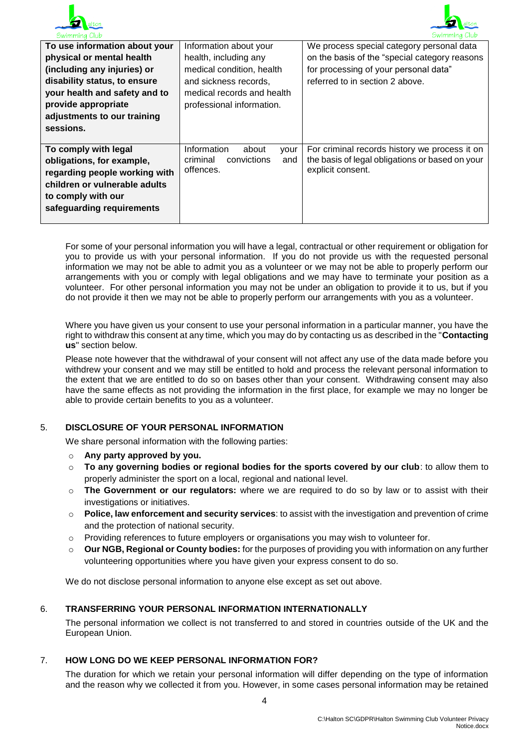| **To use information about your physical or mental health (including any injuries) or disability status, to ensure your health and safety and to provide appropriate adjustments to our training sessions.** | Information about your health, including any medical condition, health and sickness records, medical records and health professional information. | We process special category personal data on the basis of the "special category reasons for processing of your personal data" referred to in section 2 above. |
|---|---|---|
| **To comply with legal obligations, for example, regarding people working with children or vulnerable adults to comply with our safeguarding requirements** | Information about your criminal convictions and offences. | For criminal records history we process it on the basis of legal obligations or based on your explicit consent. |

For some of your personal information you will have a legal, contractual or other requirement or obligation for you to provide us with your personal information. If you do not provide us with the requested personal information we may not be able to admit you as a volunteer or we may not be able to properly perform our arrangements with you or comply with legal obligations and we may have to terminate your position as a volunteer. For other personal information you may not be under an obligation to provide it to us, but if you do not provide it then we may not be able to properly perform our arrangements with you as a volunteer.

Where you have given us your consent to use your personal information in a particular manner, you have the right to withdraw this consent at any time, which you may do by contacting us as described in the "**Contacting us**" section below.

Please note however that the withdrawal of your consent will not affect any use of the data made before you withdrew your consent and we may still be entitled to hold and process the relevant personal information to the extent that we are entitled to do so on bases other than your consent. Withdrawing consent may also have the same effects as not providing the information in the first place, for example we may no longer be able to provide certain benefits to you as a volunteer.

## 5. DISCLOSURE OF YOUR PERSONAL INFORMATION

We share personal information with the following parties:

- **Any party approved by you.**
- **To any governing bodies or regional bodies for the sports covered by our club**: to allow them to properly administer the sport on a local, regional and national level.
- **The Government or our regulators:** where we are required to do so by law or to assist with their investigations or initiatives.
- **Police, law enforcement and security services**: to assist with the investigation and prevention of crime and the protection of national security.
- Providing references to future employers or organisations you may wish to volunteer for.
- **Our NGB, Regional or County bodies:** for the purposes of providing you with information on any further volunteering opportunities where you have given your express consent to do so.

We do not disclose personal information to anyone else except as set out above.

## 6. TRANSFERRING YOUR PERSONAL INFORMATION INTERNATIONALLY

The personal information we collect is not transferred to and stored in countries outside of the UK and the European Union.

## 7. HOW LONG DO WE KEEP PERSONAL INFORMATION FOR?

The duration for which we retain your personal information will differ depending on the type of information and the reason why we collected it from you. However, in some cases personal information may be retained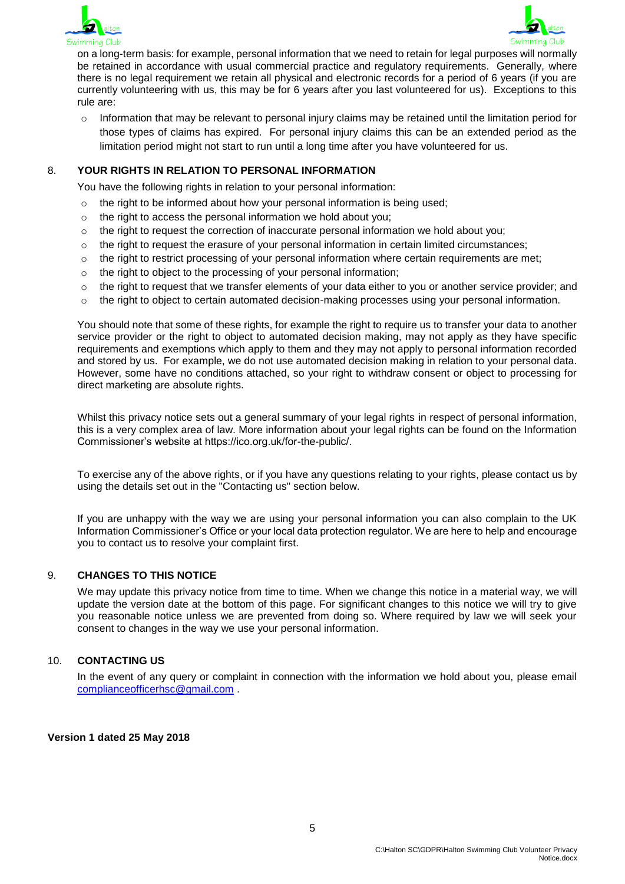on a long-term basis: for example, personal information that we need to retain for legal purposes will normally be retained in accordance with usual commercial practice and regulatory requirements. Generally, where there is no legal requirement we retain all physical and electronic records for a period of 6 years (if you are currently volunteering with us, this may be for 6 years after you last volunteered for us). Exceptions to this rule are:

- Information that may be relevant to personal injury claims may be retained until the limitation period for those types of claims has expired. For personal injury claims this can be an extended period as the limitation period might not start to run until a long time after you have volunteered for us.

## 8. YOUR RIGHTS IN RELATION TO PERSONAL INFORMATION

You have the following rights in relation to your personal information:

- the right to be informed about how your personal information is being used;
- the right to access the personal information we hold about you;
- the right to request the correction of inaccurate personal information we hold about you;
- the right to request the erasure of your personal information in certain limited circumstances;
- the right to restrict processing of your personal information where certain requirements are met;
- the right to object to the processing of your personal information;
- the right to request that we transfer elements of your data either to you or another service provider; and
- the right to object to certain automated decision-making processes using your personal information.

You should note that some of these rights, for example the right to require us to transfer your data to another service provider or the right to object to automated decision making, may not apply as they have specific requirements and exemptions which apply to them and they may not apply to personal information recorded and stored by us. For example, we do not use automated decision making in relation to your personal data. However, some have no conditions attached, so your right to withdraw consent or object to processing for direct marketing are absolute rights.

Whilst this privacy notice sets out a general summary of your legal rights in respect of personal information, this is a very complex area of law. More information about your legal rights can be found on the Information Commissioner's website at https://ico.org.uk/for-the-public/.

To exercise any of the above rights, or if you have any questions relating to your rights, please contact us by using the details set out in the "Contacting us" section below.

If you are unhappy with the way we are using your personal information you can also complain to the UK Information Commissioner's Office or your local data protection regulator. We are here to help and encourage you to contact us to resolve your complaint first.

## 9. CHANGES TO THIS NOTICE

We may update this privacy notice from time to time. When we change this notice in a material way, we will update the version date at the bottom of this page. For significant changes to this notice we will try to give you reasonable notice unless we are prevented from doing so. Where required by law we will seek your consent to changes in the way we use your personal information.

## 10. CONTACTING US

In the event of any query or complaint in connection with the information we hold about you, please email complianceofficerhsc@gmail.com .

**Version 1 dated 25 May 2018**